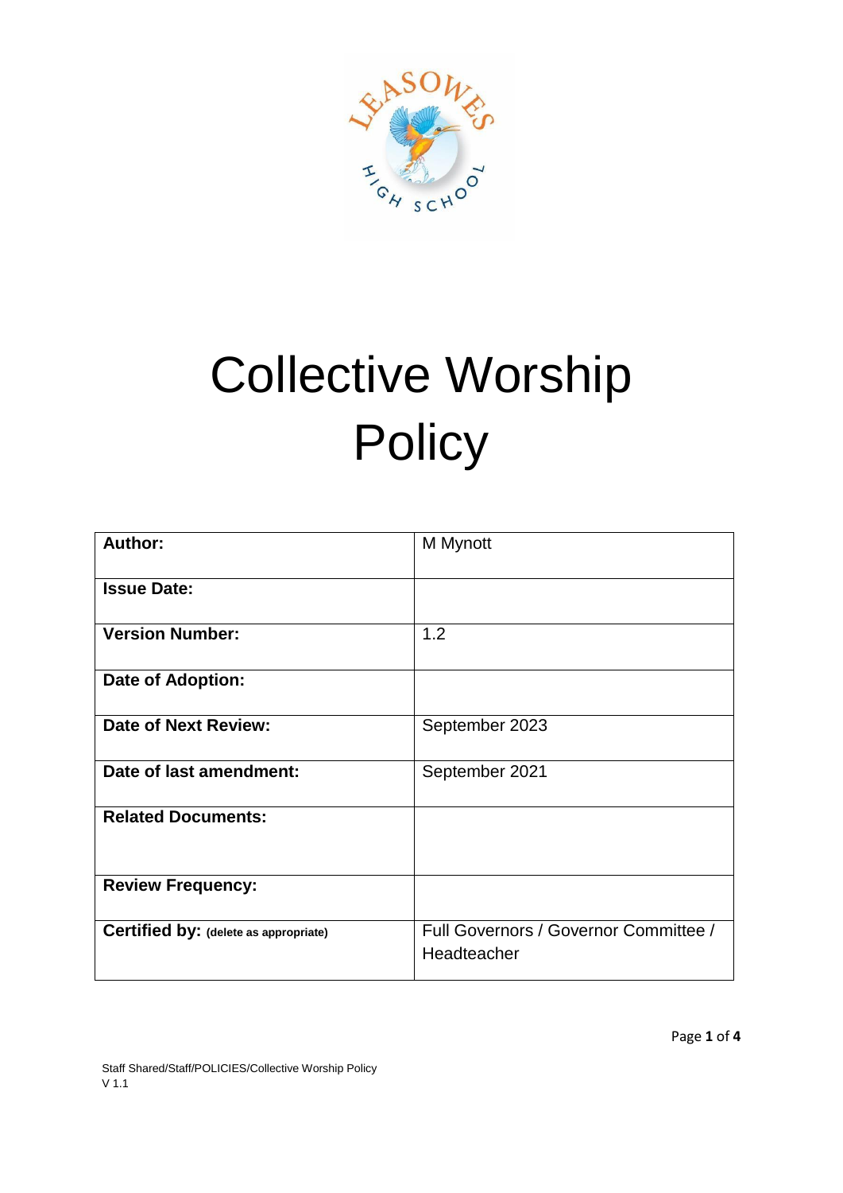# Collective Worship Policy

| Author: | M Mynott |
|---|---|
| Issue Date: | |
| Version Number: | 1.2 |
| Date of Adoption: | |
| Date of Next Review: | September 2023 |
| Date of last amendment: | September 2021 |
| Related Documents: | |
| Review Frequency: | |
| Certified by: (delete as appropriate) | Full Governors / Governor Committee / Headteacher |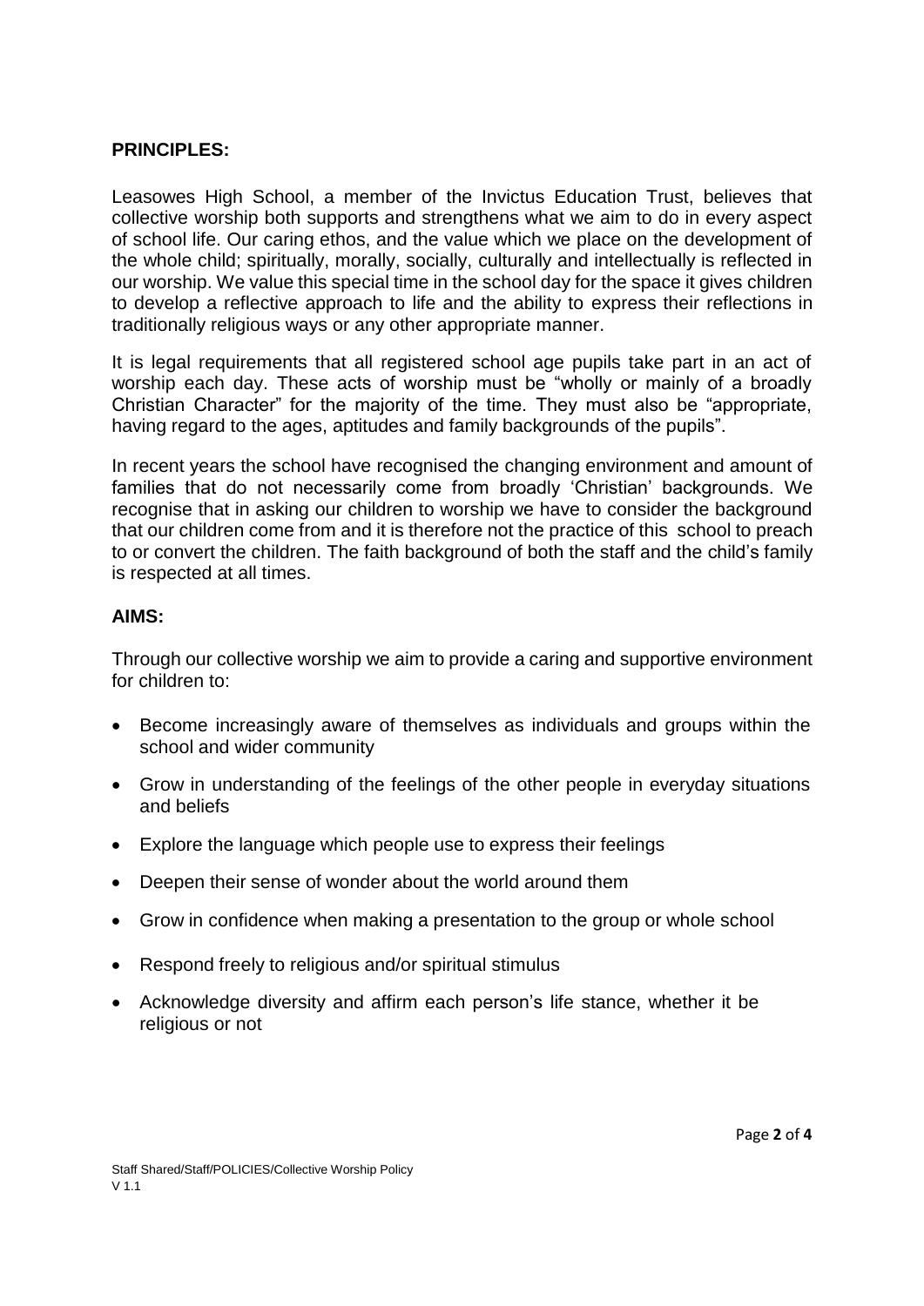## PRINCIPLES:

Leasowes High School, a member of the Invictus Education Trust, believes that collective worship both supports and strengthens what we aim to do in every aspect of school life. Our caring ethos, and the value which we place on the development of the whole child; spiritually, morally, socially, culturally and intellectually is reflected in our worship. We value this special time in the school day for the space it gives children to develop a reflective approach to life and the ability to express their reflections in traditionally religious ways or any other appropriate manner.

It is legal requirements that all registered school age pupils take part in an act of worship each day. These acts of worship must be "wholly or mainly of a broadly Christian Character" for the majority of the time. They must also be "appropriate, having regard to the ages, aptitudes and family backgrounds of the pupils".

In recent years the school have recognised the changing environment and amount of families that do not necessarily come from broadly 'Christian' backgrounds. We recognise that in asking our children to worship we have to consider the background that our children come from and it is therefore not the practice of this school to preach to or convert the children. The faith background of both the staff and the child's family is respected at all times.

## AIMS:

Through our collective worship we aim to provide a caring and supportive environment for children to:

- Become increasingly aware of themselves as individuals and groups within the school and wider community
- Grow in understanding of the feelings of the other people in everyday situations and beliefs
- Explore the language which people use to express their feelings
- Deepen their sense of wonder about the world around them
- Grow in confidence when making a presentation to the group or whole school
- Respond freely to religious and/or spiritual stimulus
- Acknowledge diversity and affirm each person's life stance, whether it be religious or not

Staff Shared/Staff/POLICIES/Collective Worship Policy
V 1.1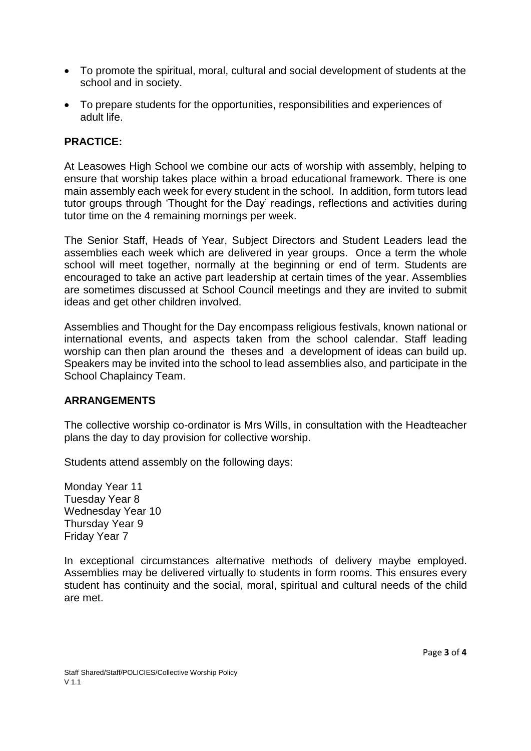- To promote the spiritual, moral, cultural and social development of students at the school and in society.
- To prepare students for the opportunities, responsibilities and experiences of adult life.

## PRACTICE:

At Leasowes High School we combine our acts of worship with assembly, helping to ensure that worship takes place within a broad educational framework. There is one main assembly each week for every student in the school. In addition, form tutors lead tutor groups through 'Thought for the Day' readings, reflections and activities during tutor time on the 4 remaining mornings per week.

The Senior Staff, Heads of Year, Subject Directors and Student Leaders lead the assemblies each week which are delivered in year groups. Once a term the whole school will meet together, normally at the beginning or end of term. Students are encouraged to take an active part leadership at certain times of the year. Assemblies are sometimes discussed at School Council meetings and they are invited to submit ideas and get other children involved.

Assemblies and Thought for the Day encompass religious festivals, known national or international events, and aspects taken from the school calendar. Staff leading worship can then plan around the theses and a development of ideas can build up. Speakers may be invited into the school to lead assemblies also, and participate in the School Chaplaincy Team.

## ARRANGEMENTS

The collective worship co-ordinator is Mrs Wills, in consultation with the Headteacher plans the day to day provision for collective worship.

Students attend assembly on the following days:

Monday Year 11
Tuesday Year 8
Wednesday Year 10
Thursday Year 9
Friday Year 7

In exceptional circumstances alternative methods of delivery maybe employed. Assemblies may be delivered virtually to students in form rooms. This ensures every student has continuity and the social, moral, spiritual and cultural needs of the child are met.

Staff Shared/Staff/POLICIES/Collective Worship Policy
V 1.1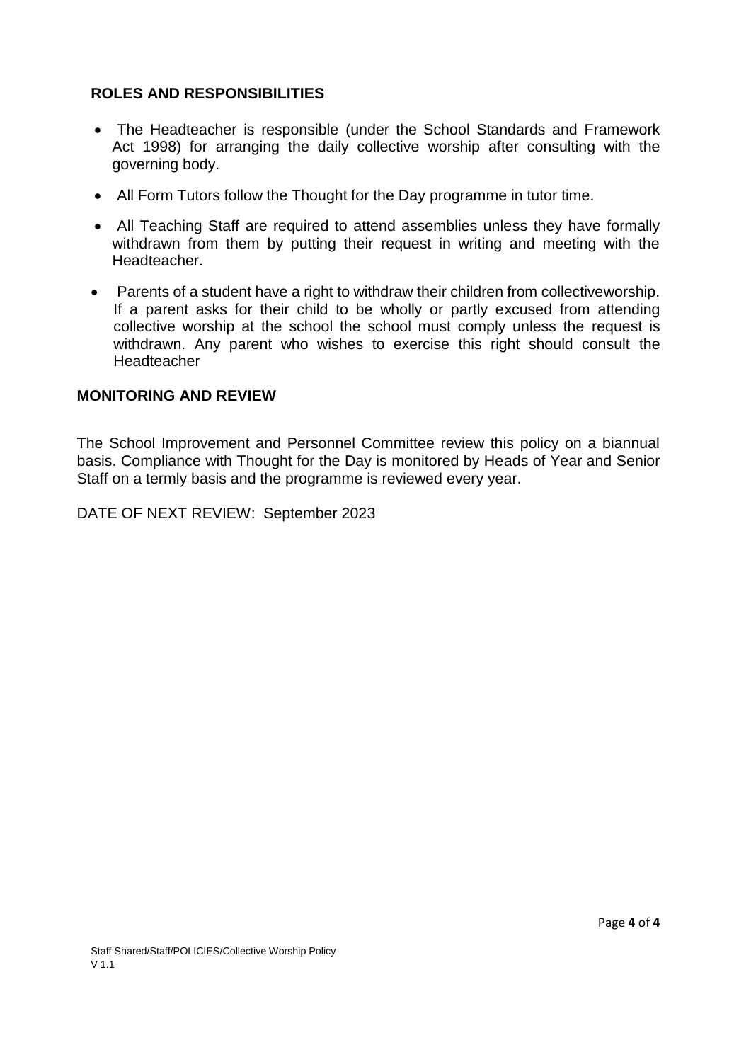## ROLES AND RESPONSIBILITIES

- The Headteacher is responsible (under the School Standards and Framework Act 1998) for arranging the daily collective worship after consulting with the governing body.
- All Form Tutors follow the Thought for the Day programme in tutor time.
- All Teaching Staff are required to attend assemblies unless they have formally withdrawn from them by putting their request in writing and meeting with the Headteacher.
- Parents of a student have a right to withdraw their children from collectiveworship. If a parent asks for their child to be wholly or partly excused from attending collective worship at the school the school must comply unless the request is withdrawn. Any parent who wishes to exercise this right should consult the Headteacher

## MONITORING AND REVIEW

The School Improvement and Personnel Committee review this policy on a biannual basis. Compliance with Thought for the Day is monitored by Heads of Year and Senior Staff on a termly basis and the programme is reviewed every year.

DATE OF NEXT REVIEW: September 2023